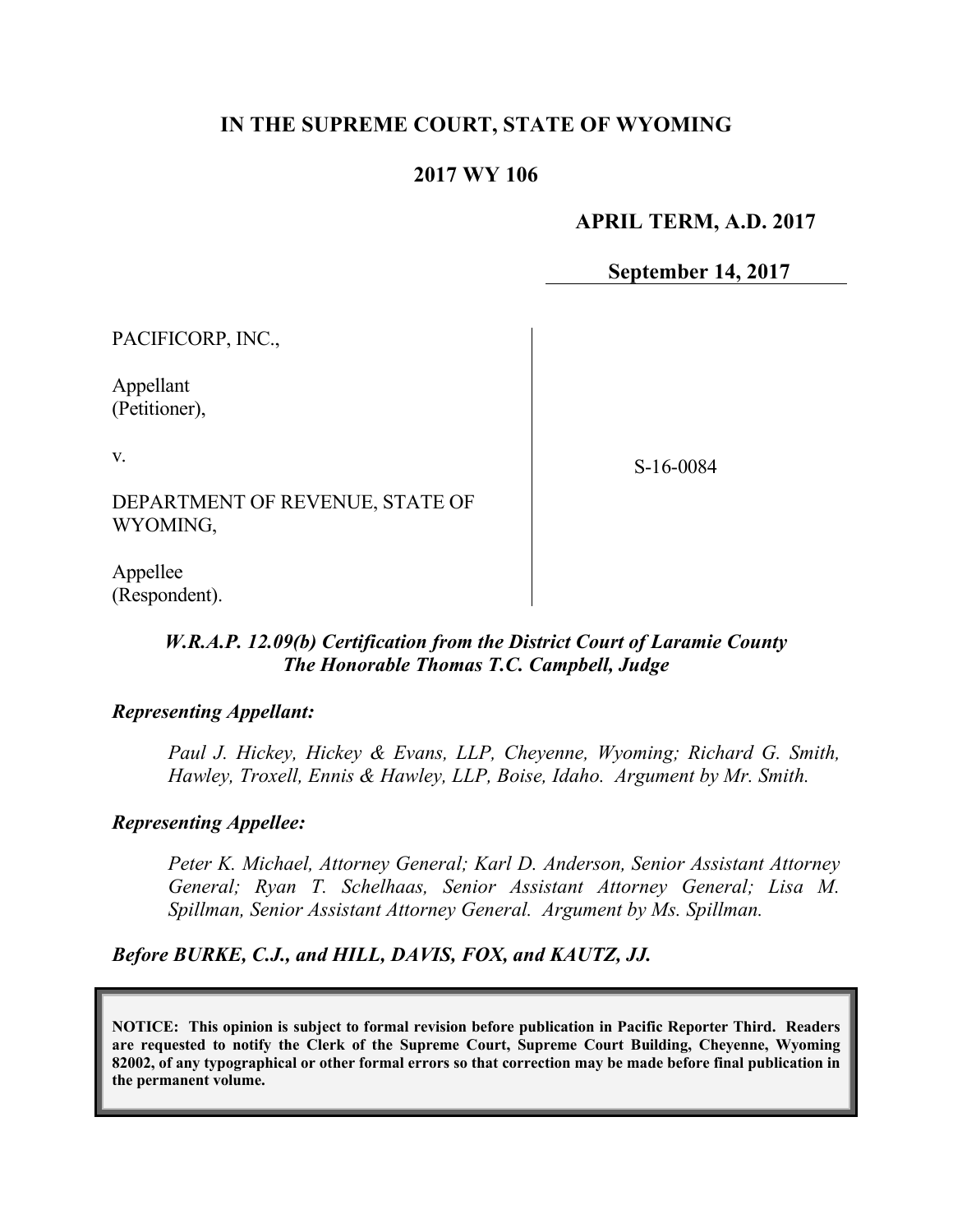# IN THE SUPREME COURT, STATE OF WYOMING

## 2017 WY 106

**APRIL TERM, A.D. 2017**

**September 14, 2017**

PACIFICORP, INC.,

Appellant
(Petitioner),

v.

DEPARTMENT OF REVENUE, STATE OF WYOMING,

Appellee
(Respondent).

S-16-0084

***W.R.A.P. 12.09(b) Certification from the District Court of Laramie County***
***The Honorable Thomas T.C. Campbell, Judge***

***Representing Appellant:***

*Paul J. Hickey, Hickey & Evans, LLP, Cheyenne, Wyoming; Richard G. Smith, Hawley, Troxell, Ennis & Hawley, LLP, Boise, Idaho. Argument by Mr. Smith.*

***Representing Appellee:***

*Peter K. Michael, Attorney General; Karl D. Anderson, Senior Assistant Attorney General; Ryan T. Schelhaas, Senior Assistant Attorney General; Lisa M. Spillman, Senior Assistant Attorney General. Argument by Ms. Spillman.*

***Before BURKE, C.J., and HILL, DAVIS, FOX, and KAUTZ, JJ.***

**NOTICE: This opinion is subject to formal revision before publication in Pacific Reporter Third. Readers are requested to notify the Clerk of the Supreme Court, Supreme Court Building, Cheyenne, Wyoming 82002, of any typographical or other formal errors so that correction may be made before final publication in the permanent volume.**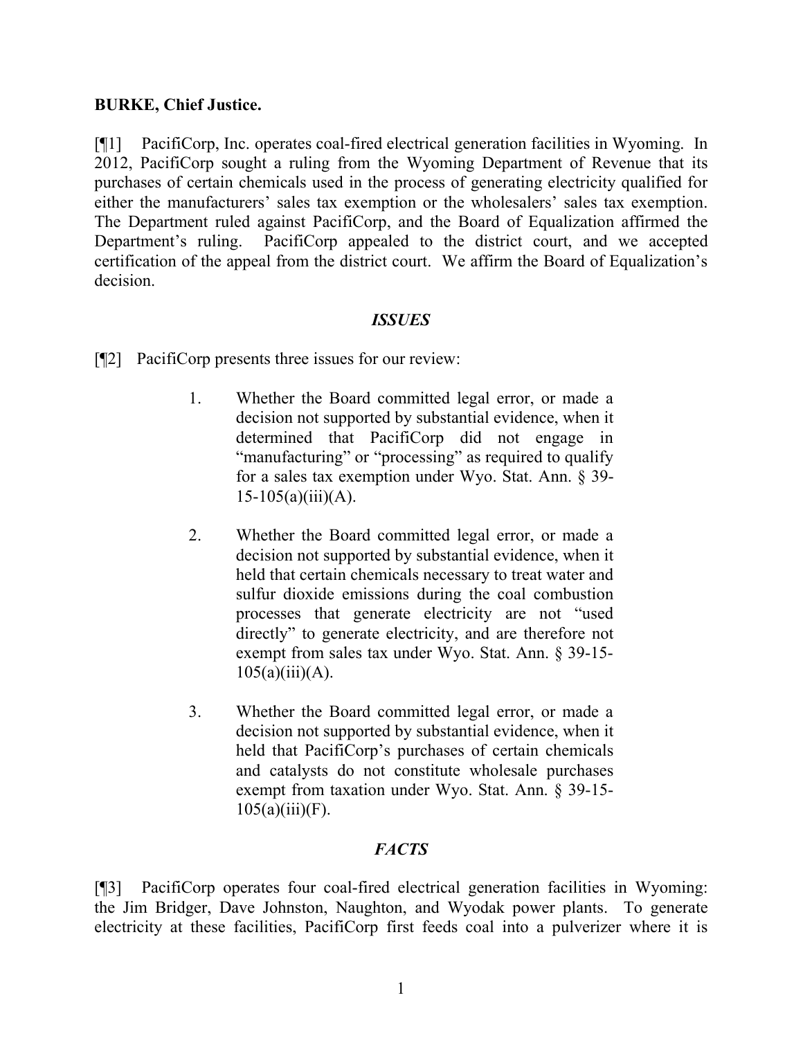**BURKE, Chief Justice.**

[¶1] PacifiCorp, Inc. operates coal-fired electrical generation facilities in Wyoming. In 2012, PacifiCorp sought a ruling from the Wyoming Department of Revenue that its purchases of certain chemicals used in the process of generating electricity qualified for either the manufacturers' sales tax exemption or the wholesalers' sales tax exemption. The Department ruled against PacifiCorp, and the Board of Equalization affirmed the Department's ruling. PacifiCorp appealed to the district court, and we accepted certification of the appeal from the district court. We affirm the Board of Equalization's decision.

## *ISSUES*

[¶2] PacifiCorp presents three issues for our review:

> 1. Whether the Board committed legal error, or made a decision not supported by substantial evidence, when it determined that PacifiCorp did not engage in "manufacturing" or "processing" as required to qualify for a sales tax exemption under Wyo. Stat. Ann. § 39-15-105(a)(iii)(A).
>
> 2. Whether the Board committed legal error, or made a decision not supported by substantial evidence, when it held that certain chemicals necessary to treat water and sulfur dioxide emissions during the coal combustion processes that generate electricity are not "used directly" to generate electricity, and are therefore not exempt from sales tax under Wyo. Stat. Ann. § 39-15-105(a)(iii)(A).
>
> 3. Whether the Board committed legal error, or made a decision not supported by substantial evidence, when it held that PacifiCorp's purchases of certain chemicals and catalysts do not constitute wholesale purchases exempt from taxation under Wyo. Stat. Ann. § 39-15-105(a)(iii)(F).

## *FACTS*

[¶3] PacifiCorp operates four coal-fired electrical generation facilities in Wyoming: the Jim Bridger, Dave Johnston, Naughton, and Wyodak power plants. To generate electricity at these facilities, PacifiCorp first feeds coal into a pulverizer where it is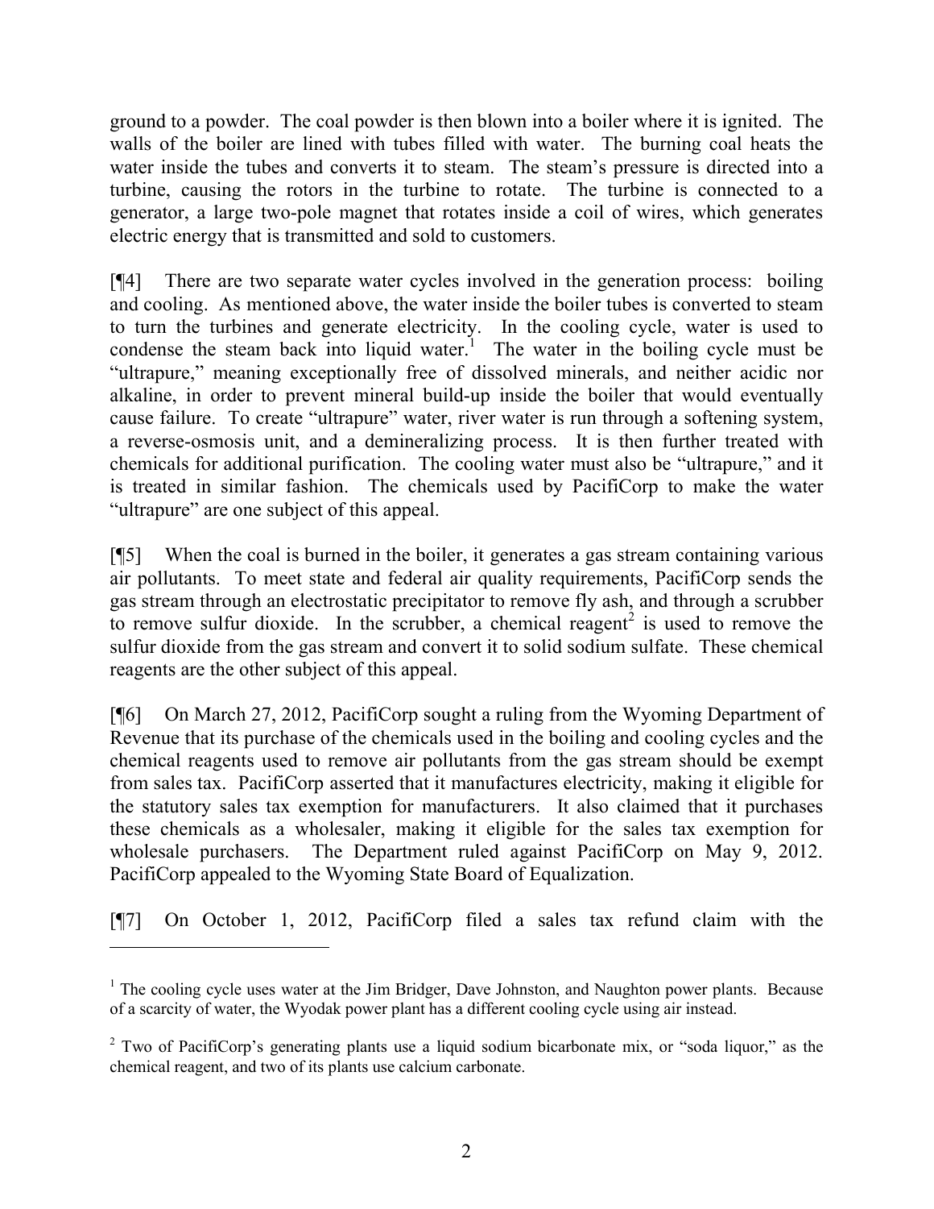ground to a powder. The coal powder is then blown into a boiler where it is ignited. The walls of the boiler are lined with tubes filled with water. The burning coal heats the water inside the tubes and converts it to steam. The steam's pressure is directed into a turbine, causing the rotors in the turbine to rotate. The turbine is connected to a generator, a large two-pole magnet that rotates inside a coil of wires, which generates electric energy that is transmitted and sold to customers.

[¶4] There are two separate water cycles involved in the generation process: boiling and cooling. As mentioned above, the water inside the boiler tubes is converted to steam to turn the turbines and generate electricity. In the cooling cycle, water is used to condense the steam back into liquid water.[1] The water in the boiling cycle must be "ultrapure," meaning exceptionally free of dissolved minerals, and neither acidic nor alkaline, in order to prevent mineral build-up inside the boiler that would eventually cause failure. To create "ultrapure" water, river water is run through a softening system, a reverse-osmosis unit, and a demineralizing process. It is then further treated with chemicals for additional purification. The cooling water must also be "ultrapure," and it is treated in similar fashion. The chemicals used by PacifiCorp to make the water "ultrapure" are one subject of this appeal.

[¶5] When the coal is burned in the boiler, it generates a gas stream containing various air pollutants. To meet state and federal air quality requirements, PacifiCorp sends the gas stream through an electrostatic precipitator to remove fly ash, and through a scrubber to remove sulfur dioxide. In the scrubber, a chemical reagent[2] is used to remove the sulfur dioxide from the gas stream and convert it to solid sodium sulfate. These chemical reagents are the other subject of this appeal.

[¶6] On March 27, 2012, PacifiCorp sought a ruling from the Wyoming Department of Revenue that its purchase of the chemicals used in the boiling and cooling cycles and the chemical reagents used to remove air pollutants from the gas stream should be exempt from sales tax. PacifiCorp asserted that it manufactures electricity, making it eligible for the statutory sales tax exemption for manufacturers. It also claimed that it purchases these chemicals as a wholesaler, making it eligible for the sales tax exemption for wholesale purchasers. The Department ruled against PacifiCorp on May 9, 2012. PacifiCorp appealed to the Wyoming State Board of Equalization.

[¶7] On October 1, 2012, PacifiCorp filed a sales tax refund claim with the

---

[1] The cooling cycle uses water at the Jim Bridger, Dave Johnston, and Naughton power plants. Because of a scarcity of water, the Wyodak power plant has a different cooling cycle using air instead.

[2] Two of PacifiCorp's generating plants use a liquid sodium bicarbonate mix, or "soda liquor," as the chemical reagent, and two of its plants use calcium carbonate.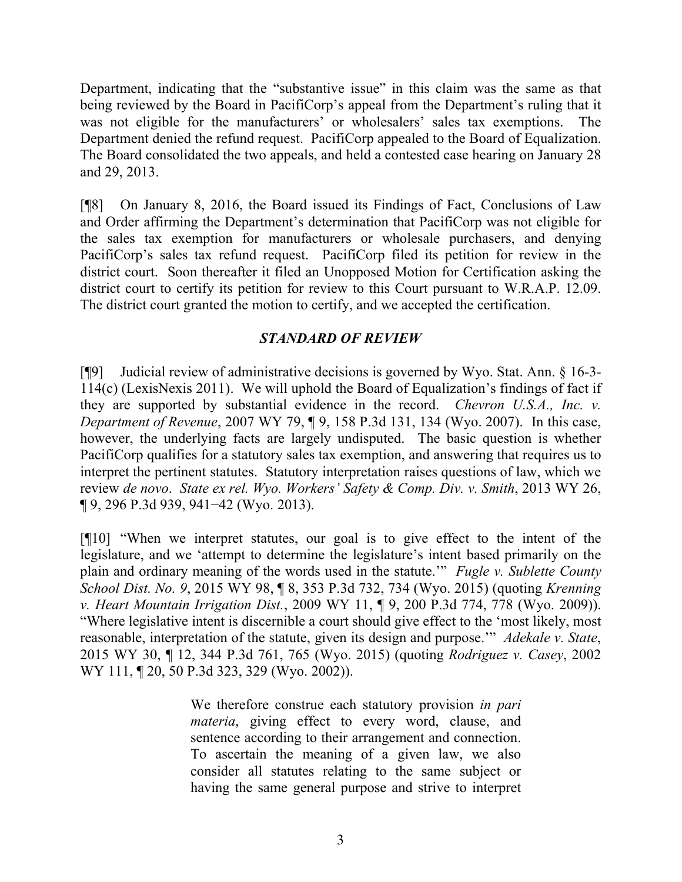Department, indicating that the "substantive issue" in this claim was the same as that being reviewed by the Board in PacifiCorp's appeal from the Department's ruling that it was not eligible for the manufacturers' or wholesalers' sales tax exemptions. The Department denied the refund request. PacifiCorp appealed to the Board of Equalization. The Board consolidated the two appeals, and held a contested case hearing on January 28 and 29, 2013.

[¶8] On January 8, 2016, the Board issued its Findings of Fact, Conclusions of Law and Order affirming the Department's determination that PacifiCorp was not eligible for the sales tax exemption for manufacturers or wholesale purchasers, and denying PacifiCorp's sales tax refund request. PacifiCorp filed its petition for review in the district court. Soon thereafter it filed an Unopposed Motion for Certification asking the district court to certify its petition for review to this Court pursuant to W.R.A.P. 12.09. The district court granted the motion to certify, and we accepted the certification.

## *STANDARD OF REVIEW*

[¶9] Judicial review of administrative decisions is governed by Wyo. Stat. Ann. § 16-3-114(c) (LexisNexis 2011). We will uphold the Board of Equalization's findings of fact if they are supported by substantial evidence in the record. *Chevron U.S.A., Inc. v. Department of Revenue*, 2007 WY 79, ¶ 9, 158 P.3d 131, 134 (Wyo. 2007). In this case, however, the underlying facts are largely undisputed. The basic question is whether PacifiCorp qualifies for a statutory sales tax exemption, and answering that requires us to interpret the pertinent statutes. Statutory interpretation raises questions of law, which we review *de novo*. *State ex rel. Wyo. Workers' Safety & Comp. Div. v. Smith*, 2013 WY 26, ¶ 9, 296 P.3d 939, 941−42 (Wyo. 2013).

[¶10] "When we interpret statutes, our goal is to give effect to the intent of the legislature, and we 'attempt to determine the legislature's intent based primarily on the plain and ordinary meaning of the words used in the statute.'" *Fugle v. Sublette County School Dist. No. 9*, 2015 WY 98, ¶ 8, 353 P.3d 732, 734 (Wyo. 2015) (quoting *Krenning v. Heart Mountain Irrigation Dist.*, 2009 WY 11, ¶ 9, 200 P.3d 774, 778 (Wyo. 2009)). "Where legislative intent is discernible a court should give effect to the 'most likely, most reasonable, interpretation of the statute, given its design and purpose.'" *Adekale v. State*, 2015 WY 30, ¶ 12, 344 P.3d 761, 765 (Wyo. 2015) (quoting *Rodriguez v. Casey*, 2002 WY 111, ¶ 20, 50 P.3d 323, 329 (Wyo. 2002)).

> We therefore construe each statutory provision *in pari materia*, giving effect to every word, clause, and sentence according to their arrangement and connection. To ascertain the meaning of a given law, we also consider all statutes relating to the same subject or having the same general purpose and strive to interpret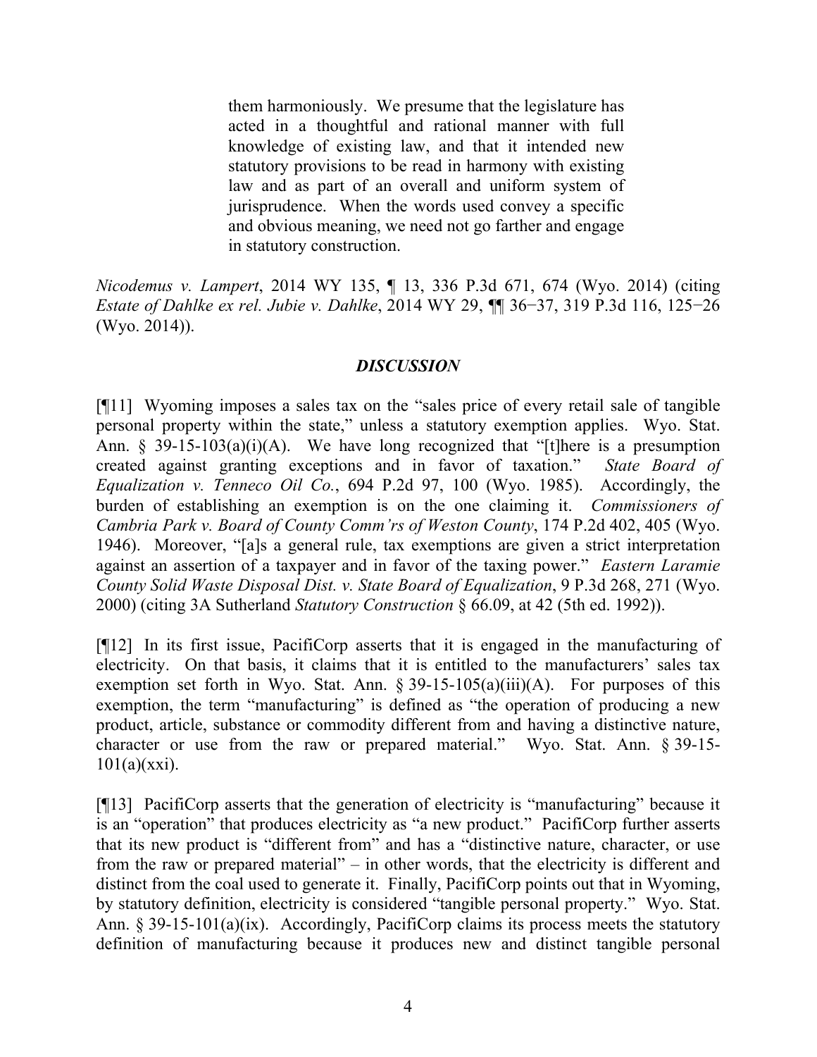> them harmoniously. We presume that the legislature has acted in a thoughtful and rational manner with full knowledge of existing law, and that it intended new statutory provisions to be read in harmony with existing law and as part of an overall and uniform system of jurisprudence. When the words used convey a specific and obvious meaning, we need not go farther and engage in statutory construction.

*Nicodemus v. Lampert*, 2014 WY 135, ¶ 13, 336 P.3d 671, 674 (Wyo. 2014) (citing *Estate of Dahlke ex rel. Jubie v. Dahlke*, 2014 WY 29, ¶¶ 36−37, 319 P.3d 116, 125−26 (Wyo. 2014)).

### *DISCUSSION*

[¶11] Wyoming imposes a sales tax on the "sales price of every retail sale of tangible personal property within the state," unless a statutory exemption applies. Wyo. Stat. Ann. § 39-15-103(a)(i)(A). We have long recognized that "[t]here is a presumption created against granting exceptions and in favor of taxation." *State Board of Equalization v. Tenneco Oil Co.*, 694 P.2d 97, 100 (Wyo. 1985). Accordingly, the burden of establishing an exemption is on the one claiming it. *Commissioners of Cambria Park v. Board of County Comm'rs of Weston County*, 174 P.2d 402, 405 (Wyo. 1946). Moreover, "[a]s a general rule, tax exemptions are given a strict interpretation against an assertion of a taxpayer and in favor of the taxing power." *Eastern Laramie County Solid Waste Disposal Dist. v. State Board of Equalization*, 9 P.3d 268, 271 (Wyo. 2000) (citing 3A Sutherland *Statutory Construction* § 66.09, at 42 (5th ed. 1992)).

[¶12] In its first issue, PacifiCorp asserts that it is engaged in the manufacturing of electricity. On that basis, it claims that it is entitled to the manufacturers' sales tax exemption set forth in Wyo. Stat. Ann. § 39-15-105(a)(iii)(A). For purposes of this exemption, the term "manufacturing" is defined as "the operation of producing a new product, article, substance or commodity different from and having a distinctive nature, character or use from the raw or prepared material." Wyo. Stat. Ann. § 39-15-101(a)(xxi).

[¶13] PacifiCorp asserts that the generation of electricity is "manufacturing" because it is an "operation" that produces electricity as "a new product." PacifiCorp further asserts that its new product is "different from" and has a "distinctive nature, character, or use from the raw or prepared material" – in other words, that the electricity is different and distinct from the coal used to generate it. Finally, PacifiCorp points out that in Wyoming, by statutory definition, electricity is considered "tangible personal property." Wyo. Stat. Ann. § 39-15-101(a)(ix). Accordingly, PacifiCorp claims its process meets the statutory definition of manufacturing because it produces new and distinct tangible personal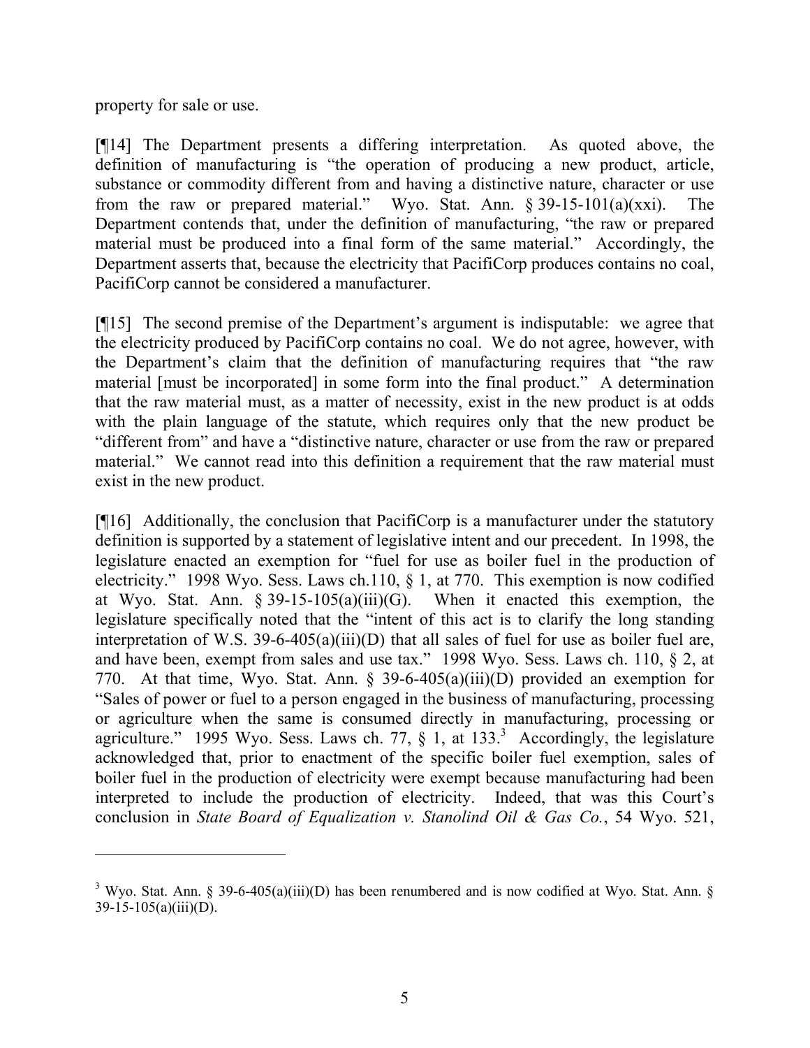property for sale or use.

[¶14] The Department presents a differing interpretation. As quoted above, the definition of manufacturing is "the operation of producing a new product, article, substance or commodity different from and having a distinctive nature, character or use from the raw or prepared material." Wyo. Stat. Ann. § 39-15-101(a)(xxi). The Department contends that, under the definition of manufacturing, "the raw or prepared material must be produced into a final form of the same material." Accordingly, the Department asserts that, because the electricity that PacifiCorp produces contains no coal, PacifiCorp cannot be considered a manufacturer.

[¶15] The second premise of the Department's argument is indisputable: we agree that the electricity produced by PacifiCorp contains no coal. We do not agree, however, with the Department's claim that the definition of manufacturing requires that "the raw material [must be incorporated] in some form into the final product." A determination that the raw material must, as a matter of necessity, exist in the new product is at odds with the plain language of the statute, which requires only that the new product be "different from" and have a "distinctive nature, character or use from the raw or prepared material." We cannot read into this definition a requirement that the raw material must exist in the new product.

[¶16] Additionally, the conclusion that PacifiCorp is a manufacturer under the statutory definition is supported by a statement of legislative intent and our precedent. In 1998, the legislature enacted an exemption for "fuel for use as boiler fuel in the production of electricity." 1998 Wyo. Sess. Laws ch.110, § 1, at 770. This exemption is now codified at Wyo. Stat. Ann. § 39-15-105(a)(iii)(G). When it enacted this exemption, the legislature specifically noted that the "intent of this act is to clarify the long standing interpretation of W.S. 39-6-405(a)(iii)(D) that all sales of fuel for use as boiler fuel are, and have been, exempt from sales and use tax." 1998 Wyo. Sess. Laws ch. 110, § 2, at 770. At that time, Wyo. Stat. Ann. § 39-6-405(a)(iii)(D) provided an exemption for "Sales of power or fuel to a person engaged in the business of manufacturing, processing or agriculture when the same is consumed directly in manufacturing, processing or agriculture." 1995 Wyo. Sess. Laws ch. 77, § 1, at 133.[3] Accordingly, the legislature acknowledged that, prior to enactment of the specific boiler fuel exemption, sales of boiler fuel in the production of electricity were exempt because manufacturing had been interpreted to include the production of electricity. Indeed, that was this Court's conclusion in *State Board of Equalization v. Stanolind Oil & Gas Co.*, 54 Wyo. 521,

[3] Wyo. Stat. Ann. § 39-6-405(a)(iii)(D) has been renumbered and is now codified at Wyo. Stat. Ann. § 39-15-105(a)(iii)(D).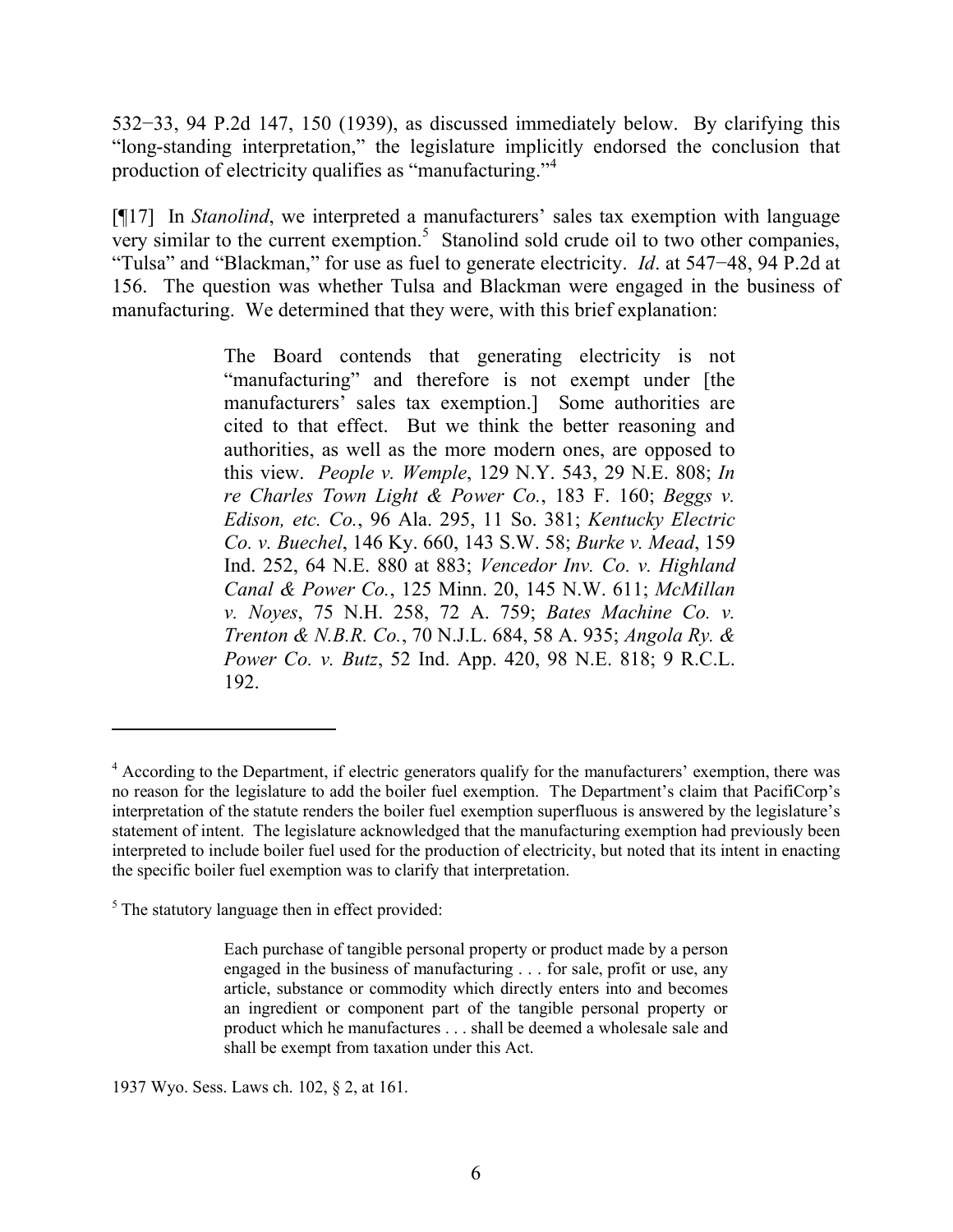532−33, 94 P.2d 147, 150 (1939), as discussed immediately below. By clarifying this "long-standing interpretation," the legislature implicitly endorsed the conclusion that production of electricity qualifies as "manufacturing."[4]

[¶17] In *Stanolind*, we interpreted a manufacturers' sales tax exemption with language very similar to the current exemption.[5] Stanolind sold crude oil to two other companies, "Tulsa" and "Blackman," for use as fuel to generate electricity. *Id*. at 547−48, 94 P.2d at 156. The question was whether Tulsa and Blackman were engaged in the business of manufacturing. We determined that they were, with this brief explanation:

> The Board contends that generating electricity is not "manufacturing" and therefore is not exempt under [the manufacturers' sales tax exemption.] Some authorities are cited to that effect. But we think the better reasoning and authorities, as well as the more modern ones, are opposed to this view. *People v. Wemple*, 129 N.Y. 543, 29 N.E. 808; *In re Charles Town Light & Power Co.*, 183 F. 160; *Beggs v. Edison, etc. Co.*, 96 Ala. 295, 11 So. 381; *Kentucky Electric Co. v. Buechel*, 146 Ky. 660, 143 S.W. 58; *Burke v. Mead*, 159 Ind. 252, 64 N.E. 880 at 883; *Vencedor Inv. Co. v. Highland Canal & Power Co.*, 125 Minn. 20, 145 N.W. 611; *McMillan v. Noyes*, 75 N.H. 258, 72 A. 759; *Bates Machine Co. v. Trenton & N.B.R. Co.*, 70 N.J.L. 684, 58 A. 935; *Angola Ry. & Power Co. v. Butz*, 52 Ind. App. 420, 98 N.E. 818; 9 R.C.L. 192.

---

[4] According to the Department, if electric generators qualify for the manufacturers' exemption, there was no reason for the legislature to add the boiler fuel exemption. The Department's claim that PacifiCorp's interpretation of the statute renders the boiler fuel exemption superfluous is answered by the legislature's statement of intent. The legislature acknowledged that the manufacturing exemption had previously been interpreted to include boiler fuel used for the production of electricity, but noted that its intent in enacting the specific boiler fuel exemption was to clarify that interpretation.

[5] The statutory language then in effect provided:

> Each purchase of tangible personal property or product made by a person engaged in the business of manufacturing . . . for sale, profit or use, any article, substance or commodity which directly enters into and becomes an ingredient or component part of the tangible personal property or product which he manufactures . . . shall be deemed a wholesale sale and shall be exempt from taxation under this Act.

1937 Wyo. Sess. Laws ch. 102, § 2, at 161.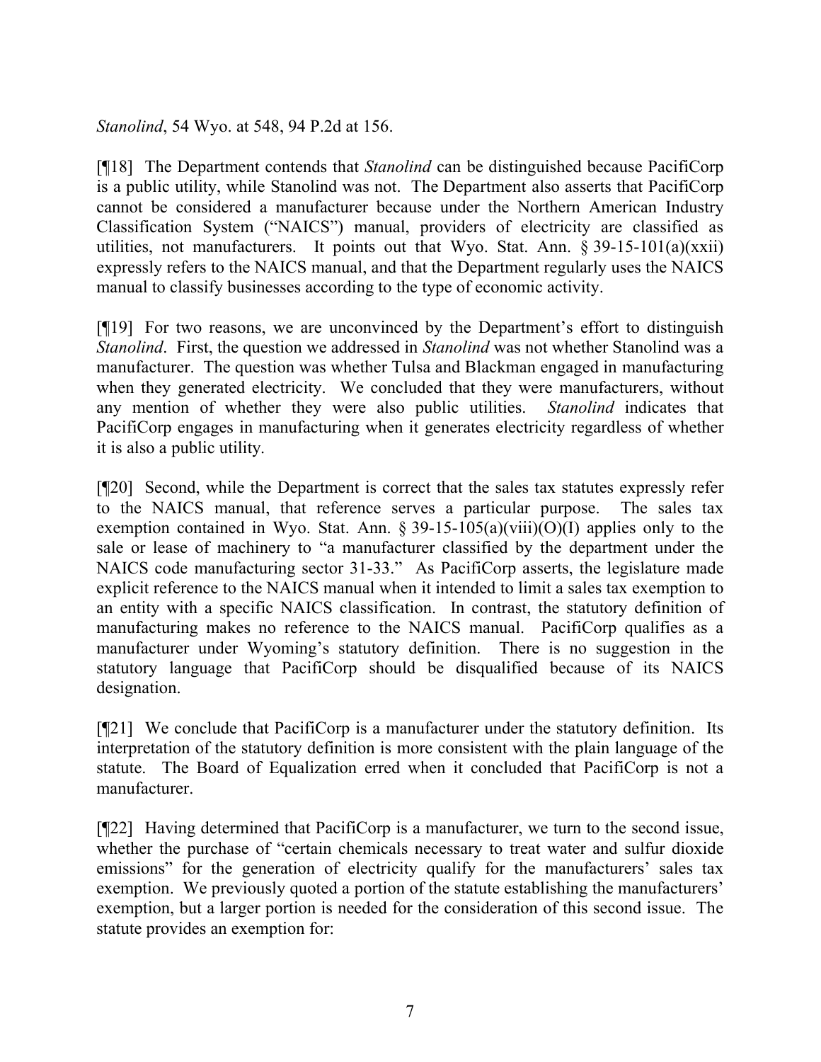*Stanolind*, 54 Wyo. at 548, 94 P.2d at 156.

[¶18] The Department contends that *Stanolind* can be distinguished because PacifiCorp is a public utility, while Stanolind was not. The Department also asserts that PacifiCorp cannot be considered a manufacturer because under the Northern American Industry Classification System ("NAICS") manual, providers of electricity are classified as utilities, not manufacturers. It points out that Wyo. Stat. Ann. § 39-15-101(a)(xxii) expressly refers to the NAICS manual, and that the Department regularly uses the NAICS manual to classify businesses according to the type of economic activity.

[¶19] For two reasons, we are unconvinced by the Department's effort to distinguish *Stanolind*. First, the question we addressed in *Stanolind* was not whether Stanolind was a manufacturer. The question was whether Tulsa and Blackman engaged in manufacturing when they generated electricity. We concluded that they were manufacturers, without any mention of whether they were also public utilities. *Stanolind* indicates that PacifiCorp engages in manufacturing when it generates electricity regardless of whether it is also a public utility.

[¶20] Second, while the Department is correct that the sales tax statutes expressly refer to the NAICS manual, that reference serves a particular purpose. The sales tax exemption contained in Wyo. Stat. Ann. § 39-15-105(a)(viii)(O)(I) applies only to the sale or lease of machinery to "a manufacturer classified by the department under the NAICS code manufacturing sector 31-33." As PacifiCorp asserts, the legislature made explicit reference to the NAICS manual when it intended to limit a sales tax exemption to an entity with a specific NAICS classification. In contrast, the statutory definition of manufacturing makes no reference to the NAICS manual. PacifiCorp qualifies as a manufacturer under Wyoming's statutory definition. There is no suggestion in the statutory language that PacifiCorp should be disqualified because of its NAICS designation.

[¶21] We conclude that PacifiCorp is a manufacturer under the statutory definition. Its interpretation of the statutory definition is more consistent with the plain language of the statute. The Board of Equalization erred when it concluded that PacifiCorp is not a manufacturer.

[¶22] Having determined that PacifiCorp is a manufacturer, we turn to the second issue, whether the purchase of "certain chemicals necessary to treat water and sulfur dioxide emissions" for the generation of electricity qualify for the manufacturers' sales tax exemption. We previously quoted a portion of the statute establishing the manufacturers' exemption, but a larger portion is needed for the consideration of this second issue. The statute provides an exemption for: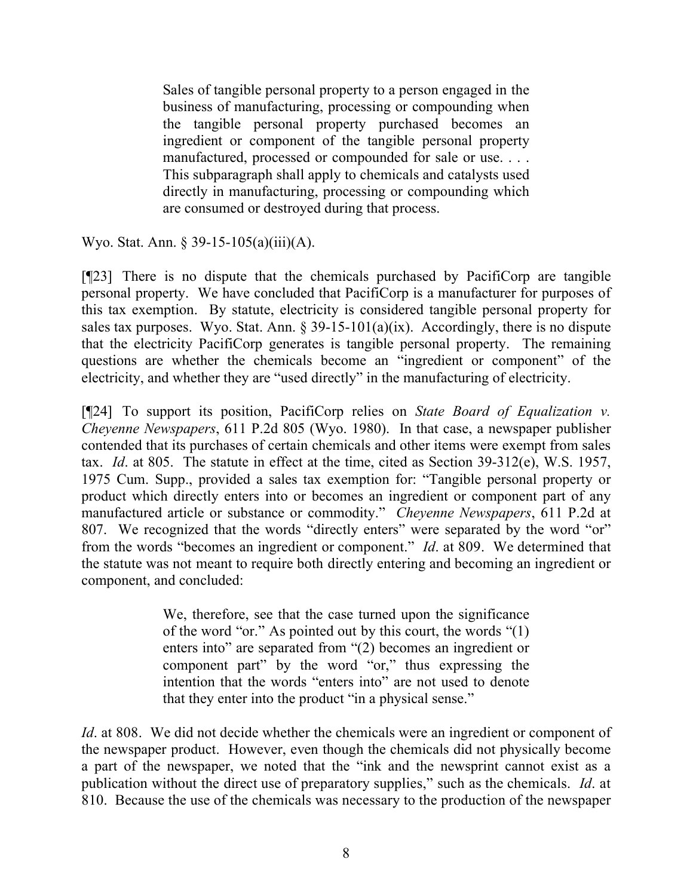> Sales of tangible personal property to a person engaged in the business of manufacturing, processing or compounding when the tangible personal property purchased becomes an ingredient or component of the tangible personal property manufactured, processed or compounded for sale or use. . . . This subparagraph shall apply to chemicals and catalysts used directly in manufacturing, processing or compounding which are consumed or destroyed during that process.

Wyo. Stat. Ann. § 39-15-105(a)(iii)(A).

[¶23] There is no dispute that the chemicals purchased by PacifiCorp are tangible personal property. We have concluded that PacifiCorp is a manufacturer for purposes of this tax exemption. By statute, electricity is considered tangible personal property for sales tax purposes. Wyo. Stat. Ann. § 39-15-101(a)(ix). Accordingly, there is no dispute that the electricity PacifiCorp generates is tangible personal property. The remaining questions are whether the chemicals become an "ingredient or component" of the electricity, and whether they are "used directly" in the manufacturing of electricity.

[¶24] To support its position, PacifiCorp relies on *State Board of Equalization v. Cheyenne Newspapers*, 611 P.2d 805 (Wyo. 1980). In that case, a newspaper publisher contended that its purchases of certain chemicals and other items were exempt from sales tax. *Id*. at 805. The statute in effect at the time, cited as Section 39-312(e), W.S. 1957, 1975 Cum. Supp., provided a sales tax exemption for: "Tangible personal property or product which directly enters into or becomes an ingredient or component part of any manufactured article or substance or commodity." *Cheyenne Newspapers*, 611 P.2d at 807. We recognized that the words "directly enters" were separated by the word "or" from the words "becomes an ingredient or component." *Id*. at 809. We determined that the statute was not meant to require both directly entering and becoming an ingredient or component, and concluded:

> We, therefore, see that the case turned upon the significance of the word "or." As pointed out by this court, the words "(1) enters into" are separated from "(2) becomes an ingredient or component part" by the word "or," thus expressing the intention that the words "enters into" are not used to denote that they enter into the product "in a physical sense."

*Id*. at 808. We did not decide whether the chemicals were an ingredient or component of the newspaper product. However, even though the chemicals did not physically become a part of the newspaper, we noted that the "ink and the newsprint cannot exist as a publication without the direct use of preparatory supplies," such as the chemicals. *Id*. at 810. Because the use of the chemicals was necessary to the production of the newspaper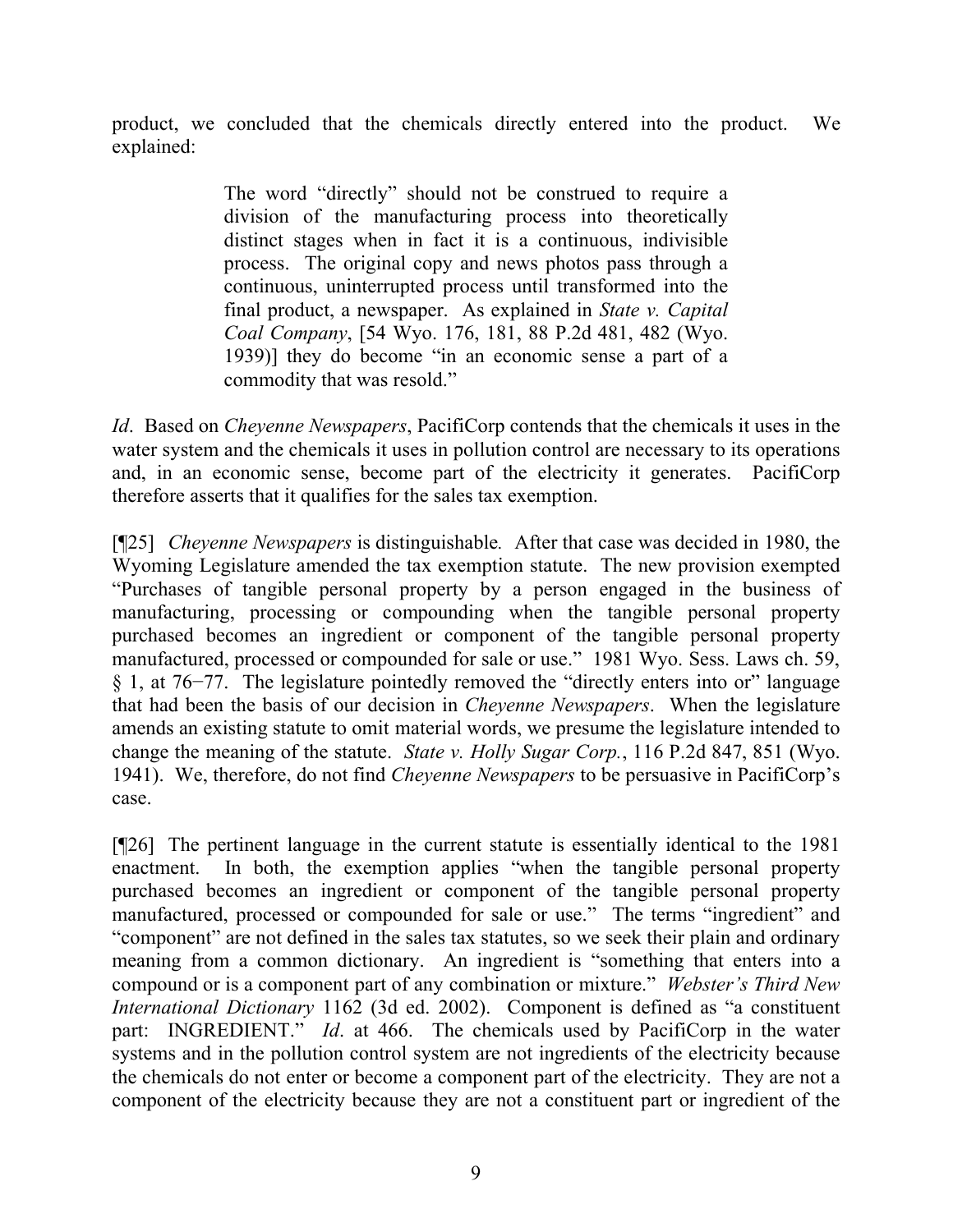product, we concluded that the chemicals directly entered into the product. We explained:

> The word "directly" should not be construed to require a division of the manufacturing process into theoretically distinct stages when in fact it is a continuous, indivisible process. The original copy and news photos pass through a continuous, uninterrupted process until transformed into the final product, a newspaper. As explained in *State v. Capital Coal Company*, [54 Wyo. 176, 181, 88 P.2d 481, 482 (Wyo. 1939)] they do become "in an economic sense a part of a commodity that was resold."

*Id*. Based on *Cheyenne Newspapers*, PacifiCorp contends that the chemicals it uses in the water system and the chemicals it uses in pollution control are necessary to its operations and, in an economic sense, become part of the electricity it generates. PacifiCorp therefore asserts that it qualifies for the sales tax exemption.

[¶25] *Cheyenne Newspapers* is distinguishable*.* After that case was decided in 1980, the Wyoming Legislature amended the tax exemption statute. The new provision exempted "Purchases of tangible personal property by a person engaged in the business of manufacturing, processing or compounding when the tangible personal property purchased becomes an ingredient or component of the tangible personal property manufactured, processed or compounded for sale or use." 1981 Wyo. Sess. Laws ch. 59, § 1, at 76−77. The legislature pointedly removed the "directly enters into or" language that had been the basis of our decision in *Cheyenne Newspapers*. When the legislature amends an existing statute to omit material words, we presume the legislature intended to change the meaning of the statute. *State v. Holly Sugar Corp.*, 116 P.2d 847, 851 (Wyo. 1941). We, therefore, do not find *Cheyenne Newspapers* to be persuasive in PacifiCorp's case.

[¶26] The pertinent language in the current statute is essentially identical to the 1981 enactment. In both, the exemption applies "when the tangible personal property purchased becomes an ingredient or component of the tangible personal property manufactured, processed or compounded for sale or use." The terms "ingredient" and "component" are not defined in the sales tax statutes, so we seek their plain and ordinary meaning from a common dictionary. An ingredient is "something that enters into a compound or is a component part of any combination or mixture." *Webster's Third New International Dictionary* 1162 (3d ed. 2002). Component is defined as "a constituent part: INGREDIENT." *Id*. at 466. The chemicals used by PacifiCorp in the water systems and in the pollution control system are not ingredients of the electricity because the chemicals do not enter or become a component part of the electricity. They are not a component of the electricity because they are not a constituent part or ingredient of the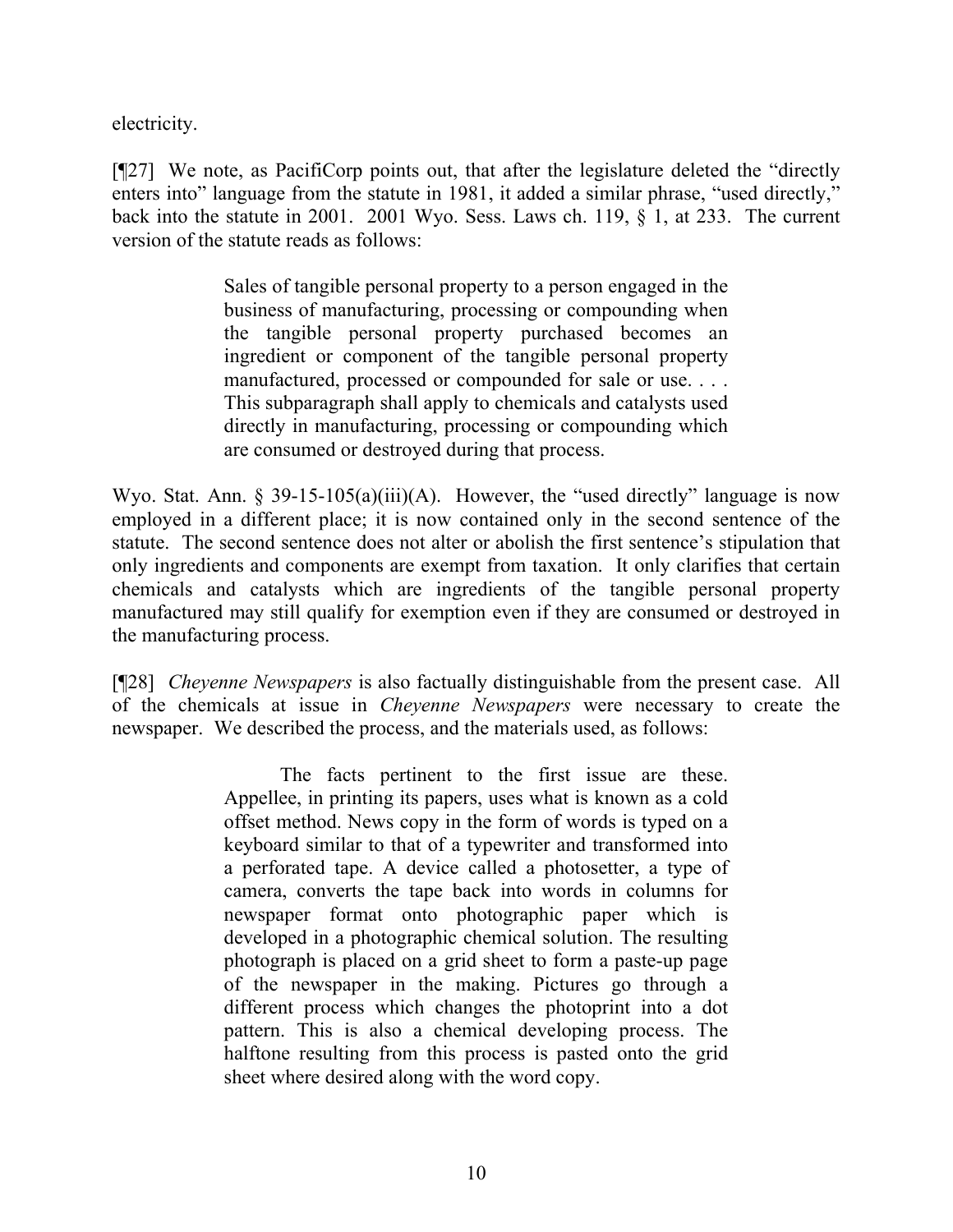electricity.

[¶27] We note, as PacifiCorp points out, that after the legislature deleted the "directly enters into" language from the statute in 1981, it added a similar phrase, "used directly," back into the statute in 2001. 2001 Wyo. Sess. Laws ch. 119, § 1, at 233. The current version of the statute reads as follows:

> Sales of tangible personal property to a person engaged in the business of manufacturing, processing or compounding when the tangible personal property purchased becomes an ingredient or component of the tangible personal property manufactured, processed or compounded for sale or use. . . . This subparagraph shall apply to chemicals and catalysts used directly in manufacturing, processing or compounding which are consumed or destroyed during that process.

Wyo. Stat. Ann. § 39-15-105(a)(iii)(A). However, the "used directly" language is now employed in a different place; it is now contained only in the second sentence of the statute. The second sentence does not alter or abolish the first sentence's stipulation that only ingredients and components are exempt from taxation. It only clarifies that certain chemicals and catalysts which are ingredients of the tangible personal property manufactured may still qualify for exemption even if they are consumed or destroyed in the manufacturing process.

[¶28] *Cheyenne Newspapers* is also factually distinguishable from the present case. All of the chemicals at issue in *Cheyenne Newspapers* were necessary to create the newspaper. We described the process, and the materials used, as follows:

> The facts pertinent to the first issue are these. Appellee, in printing its papers, uses what is known as a cold offset method. News copy in the form of words is typed on a keyboard similar to that of a typewriter and transformed into a perforated tape. A device called a photosetter, a type of camera, converts the tape back into words in columns for newspaper format onto photographic paper which is developed in a photographic chemical solution. The resulting photograph is placed on a grid sheet to form a paste-up page of the newspaper in the making. Pictures go through a different process which changes the photoprint into a dot pattern. This is also a chemical developing process. The halftone resulting from this process is pasted onto the grid sheet where desired along with the word copy.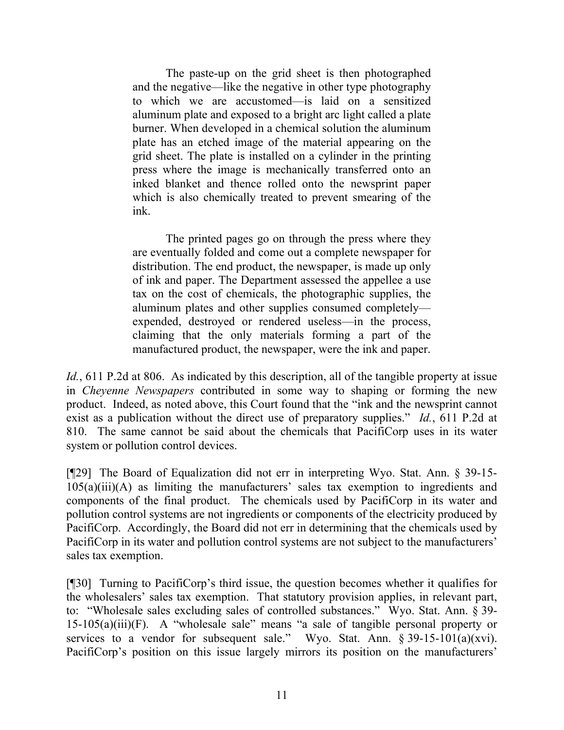> The paste-up on the grid sheet is then photographed and the negative—like the negative in other type photography to which we are accustomed—is laid on a sensitized aluminum plate and exposed to a bright arc light called a plate burner. When developed in a chemical solution the aluminum plate has an etched image of the material appearing on the grid sheet. The plate is installed on a cylinder in the printing press where the image is mechanically transferred onto an inked blanket and thence rolled onto the newsprint paper which is also chemically treated to prevent smearing of the ink.
>
> The printed pages go on through the press where they are eventually folded and come out a complete newspaper for distribution. The end product, the newspaper, is made up only of ink and paper. The Department assessed the appellee a use tax on the cost of chemicals, the photographic supplies, the aluminum plates and other supplies consumed completely—expended, destroyed or rendered useless—in the process, claiming that the only materials forming a part of the manufactured product, the newspaper, were the ink and paper.

*Id.*, 611 P.2d at 806. As indicated by this description, all of the tangible property at issue in *Cheyenne Newspapers* contributed in some way to shaping or forming the new product. Indeed, as noted above, this Court found that the "ink and the newsprint cannot exist as a publication without the direct use of preparatory supplies." *Id.*, 611 P.2d at 810. The same cannot be said about the chemicals that PacifiCorp uses in its water system or pollution control devices.

[¶29] The Board of Equalization did not err in interpreting Wyo. Stat. Ann. § 39-15-105(a)(iii)(A) as limiting the manufacturers' sales tax exemption to ingredients and components of the final product. The chemicals used by PacifiCorp in its water and pollution control systems are not ingredients or components of the electricity produced by PacifiCorp. Accordingly, the Board did not err in determining that the chemicals used by PacifiCorp in its water and pollution control systems are not subject to the manufacturers' sales tax exemption.

[¶30] Turning to PacifiCorp's third issue, the question becomes whether it qualifies for the wholesalers' sales tax exemption. That statutory provision applies, in relevant part, to: "Wholesale sales excluding sales of controlled substances." Wyo. Stat. Ann. § 39-15-105(a)(iii)(F). A "wholesale sale" means "a sale of tangible personal property or services to a vendor for subsequent sale." Wyo. Stat. Ann. § 39-15-101(a)(xvi). PacifiCorp's position on this issue largely mirrors its position on the manufacturers'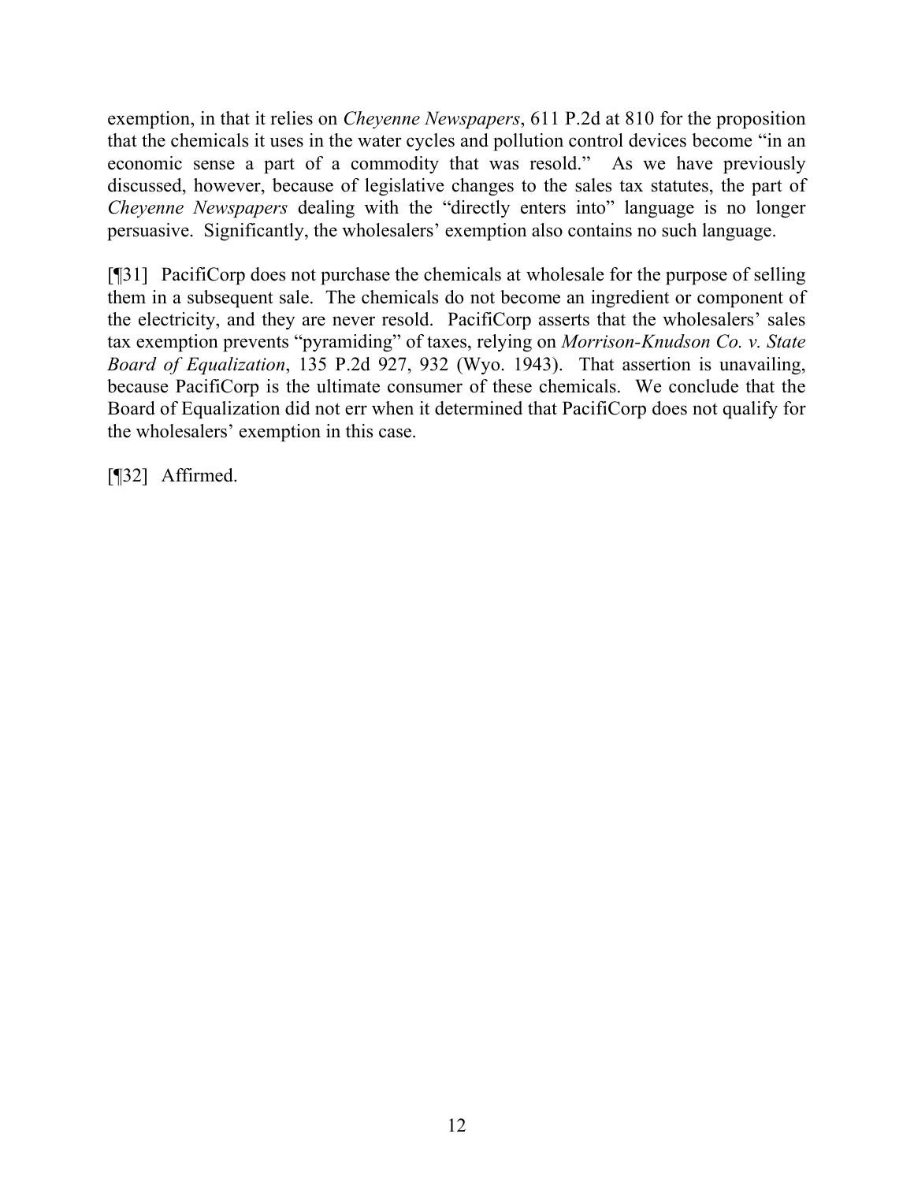exemption, in that it relies on *Cheyenne Newspapers*, 611 P.2d at 810 for the proposition that the chemicals it uses in the water cycles and pollution control devices become "in an economic sense a part of a commodity that was resold." As we have previously discussed, however, because of legislative changes to the sales tax statutes, the part of *Cheyenne Newspapers* dealing with the "directly enters into" language is no longer persuasive. Significantly, the wholesalers' exemption also contains no such language.

[¶31] PacifiCorp does not purchase the chemicals at wholesale for the purpose of selling them in a subsequent sale. The chemicals do not become an ingredient or component of the electricity, and they are never resold. PacifiCorp asserts that the wholesalers' sales tax exemption prevents "pyramiding" of taxes, relying on *Morrison-Knudson Co. v. State Board of Equalization*, 135 P.2d 927, 932 (Wyo. 1943). That assertion is unavailing, because PacifiCorp is the ultimate consumer of these chemicals. We conclude that the Board of Equalization did not err when it determined that PacifiCorp does not qualify for the wholesalers' exemption in this case.

[¶32] Affirmed.